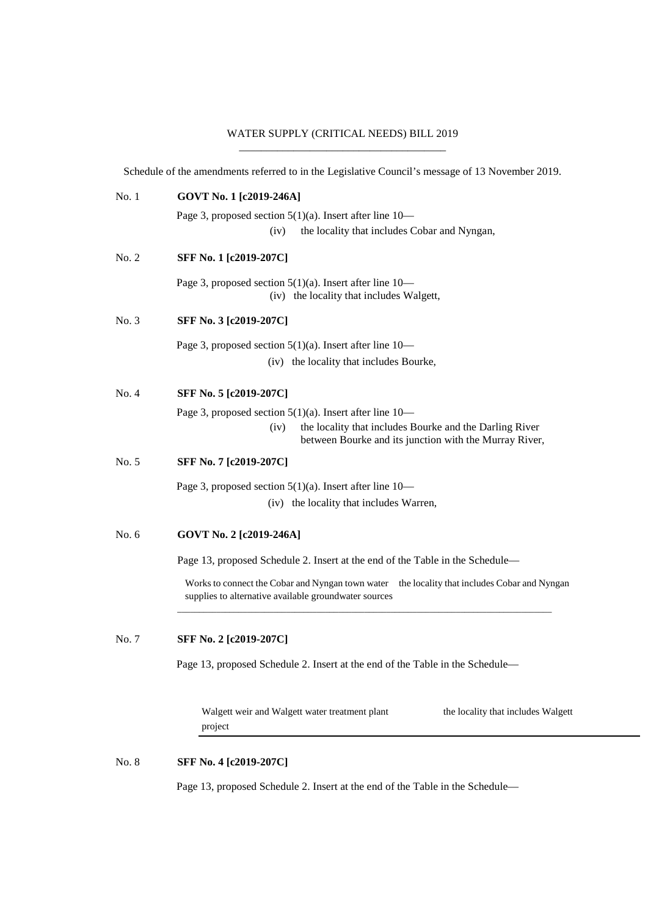WATER SUPPLY (CRITICAL NEEDS) BILL 2019

Schedule of the amendments referred to in the Legislative Council's message of 13 November 2019.

No. 1 **GOVT No. 1 [c2019-246A]**

Page 3, proposed section 5(1)(a). Insert after line 10—

(iv) the locality that includes Cobar and Nyngan,

No. 2 **SFF No. 1 [c2019-207C]**

Page 3, proposed section 5(1)(a). Insert after line 10—

(iv) the locality that includes Walgett,

No. 3 **SFF No. 3 [c2019-207C]**

Page 3, proposed section 5(1)(a). Insert after line 10—

(iv) the locality that includes Bourke,

No. 4 **SFF No. 5 [c2019-207C]**

Page 3, proposed section 5(1)(a). Insert after line 10—

(iv) the locality that includes Bourke and the Darling River between Bourke and its junction with the Murray River,

No. 5 **SFF No. 7 [c2019-207C]**

Page 3, proposed section 5(1)(a). Insert after line 10—

(iv) the locality that includes Warren,

No. 6 **GOVT No. 2 [c2019-246A]**

Page 13, proposed Schedule 2. Insert at the end of the Table in the Schedule—

| | |
|---|---|
| Works to connect the Cobar and Nyngan town water supplies to alternative available groundwater sources | the locality that includes Cobar and Nyngan |

No. 7 **SFF No. 2 [c2019-207C]**

Page 13, proposed Schedule 2. Insert at the end of the Table in the Schedule—

| | |
|---|---|
| Walgett weir and Walgett water treatment plant project | the locality that includes Walgett |

No. 8 **SFF No. 4 [c2019-207C]**

Page 13, proposed Schedule 2. Insert at the end of the Table in the Schedule—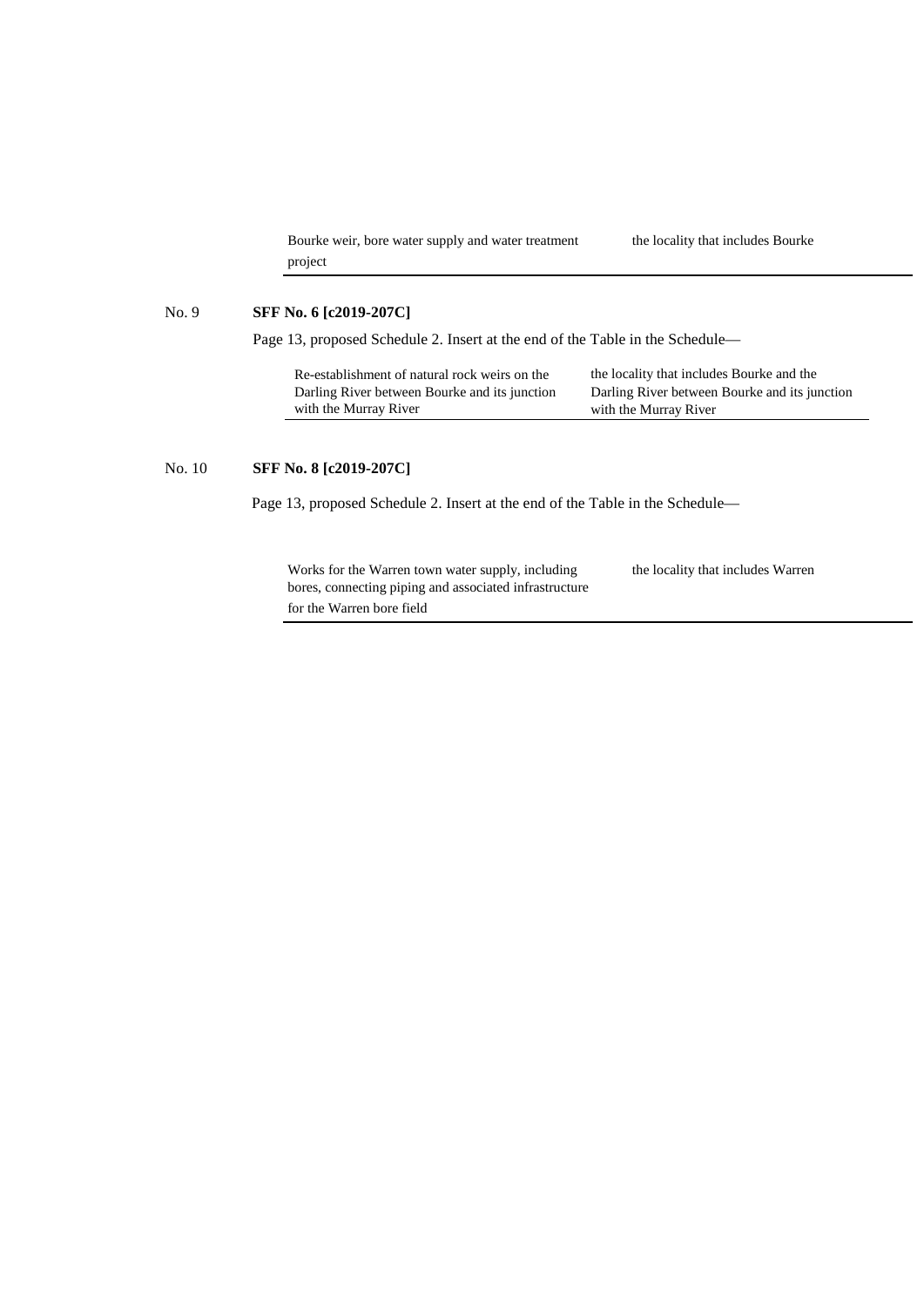| | |
|---|---|
| Bourke weir, bore water supply and water treatment project | the locality that includes Bourke |

No. 9 **SFF No. 6 [c2019-207C]**

Page 13, proposed Schedule 2. Insert at the end of the Table in the Schedule—

| | |
|---|---|
| Re-establishment of natural rock weirs on the Darling River between Bourke and its junction with the Murray River | the locality that includes Bourke and the Darling River between Bourke and its junction with the Murray River |

No. 10 **SFF No. 8 [c2019-207C]**

Page 13, proposed Schedule 2. Insert at the end of the Table in the Schedule—

| | |
|---|---|
| Works for the Warren town water supply, including bores, connecting piping and associated infrastructure for the Warren bore field | the locality that includes Warren |